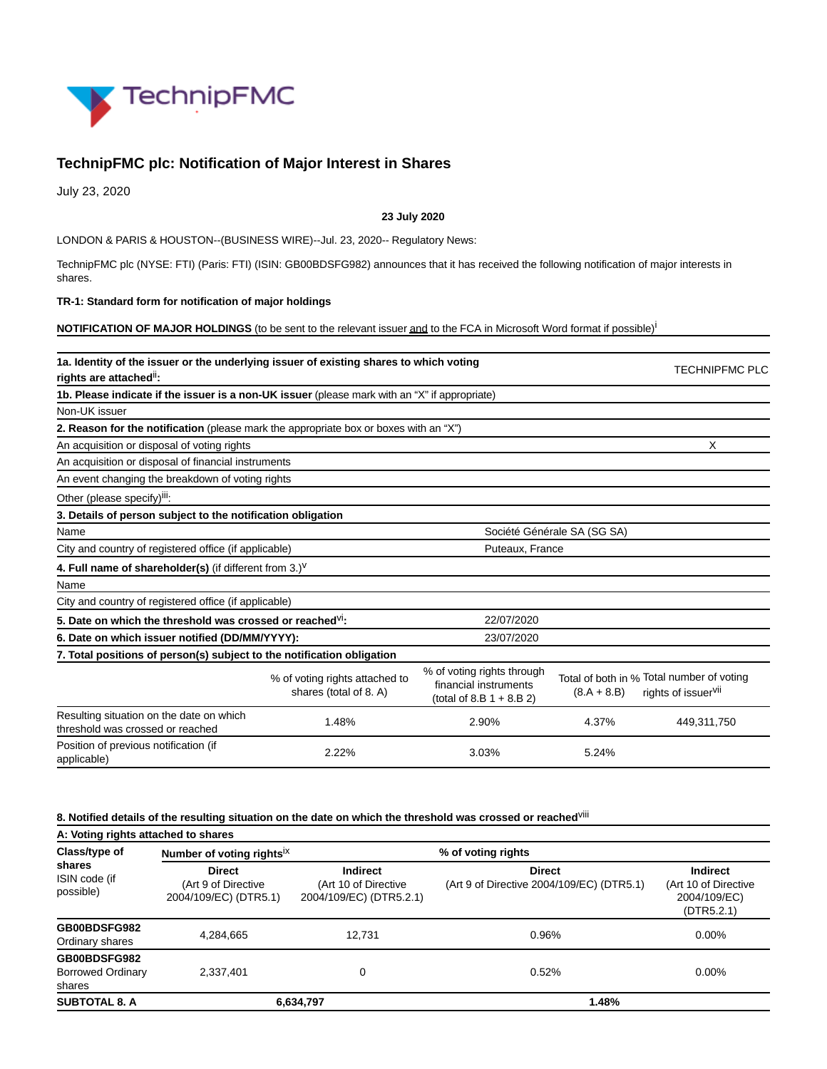# TechnipFMC plc: Notification of Major Interest in Shares

July 23, 2020

**23 July 2020**

LONDON & PARIS & HOUSTON--(BUSINESS WIRE)--Jul. 23, 2020-- Regulatory News:

TechnipFMC plc (NYSE: FTI) (Paris: FTI) (ISIN: GB00BDSFG982) announces that it has received the following notification of major interests in shares.

**TR-1: Standard form for notification of major holdings**

**NOTIFICATION OF MAJOR HOLDINGS** (to be sent to the relevant issuer and to the FCA in Microsoft Word format if possible)[i]

| | | |
|---|---|---|
| **1a. Identity of the issuer or the underlying issuer of existing shares to which voting rights are attached[ii]:** | | TECHNIPFMC PLC |
| **1b. Please indicate if the issuer is a non-UK issuer** (please mark with an "X" if appropriate) | | |
| Non-UK issuer | | |
| **2. Reason for the notification** (please mark the appropriate box or boxes with an "X") | | |
| An acquisition or disposal of voting rights | | X |
| An acquisition or disposal of financial instruments | | |
| An event changing the breakdown of voting rights | | |
| Other (please specify)[iii]: | | |
| **3. Details of person subject to the notification obligation** | | |
| Name | Société Générale SA (SG SA) | |
| City and country of registered office (if applicable) | Puteaux, France | |
| **4. Full name of shareholder(s)** (if different from 3.)[v] | | |
| Name | | |
| City and country of registered office (if applicable) | | |
| **5. Date on which the threshold was crossed or reached[vi]:** | 22/07/2020 | |
| **6. Date on which issuer notified (DD/MM/YYYY):** | 23/07/2020 | |

**7. Total positions of person(s) subject to the notification obligation**

| | % of voting rights attached to shares (total of 8. A) | % of voting rights through financial instruments (total of 8.B 1 + 8.B 2) | Total of both in % (8.A + 8.B) | Total number of voting rights of issuer[vii] |
|---|---|---|---|---|
| Resulting situation on the date on which threshold was crossed or reached | 1.48% | 2.90% | 4.37% | 449,311,750 |
| Position of previous notification (if applicable) | 2.22% | 3.03% | 5.24% | |

**8. Notified details of the resulting situation on the date on which the threshold was crossed or reached[viii]**

**A: Voting rights attached to shares**

| **Class/type of shares** ISIN code (if possible) | **Number of voting rights[ix]** | | **% of voting rights** | |
|---|---|---|---|---|
| | **Direct** (Art 9 of Directive 2004/109/EC) (DTR5.1) | **Indirect** (Art 10 of Directive 2004/109/EC) (DTR5.2.1) | **Direct** (Art 9 of Directive 2004/109/EC) (DTR5.1) | **Indirect** (Art 10 of Directive 2004/109/EC) (DTR5.2.1) |
| **GB00BDSFG982** Ordinary shares | 4,284,665 | 12,731 | 0.96% | 0.00% |
| **GB00BDSFG982** Borrowed Ordinary shares | 2,337,401 | 0 | 0.52% | 0.00% |
| **SUBTOTAL 8. A** | **6,634,797** | | **1.48%** | |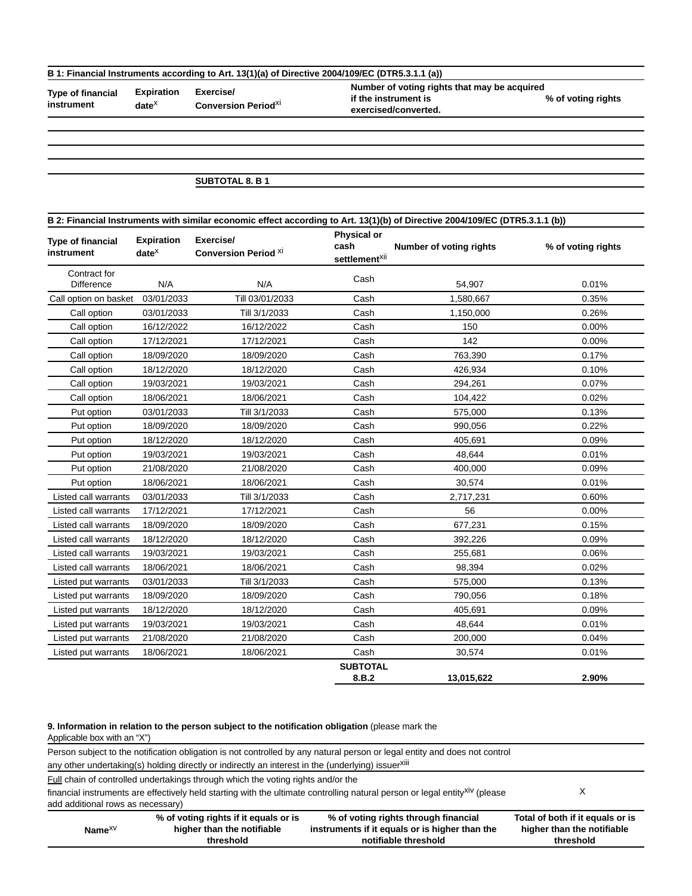**B 1: Financial Instruments according to Art. 13(1)(a) of Directive 2004/109/EC (DTR5.3.1.1 (a))**

| Type of financial instrument | Expiration date[X] | Exercise/ Conversion Period[XI] | Number of voting rights that may be acquired if the instrument is exercised/converted. | % of voting rights |
|---|---|---|---|---|
| | | | | |
| | | | | |
| | | | | |
| | | SUBTOTAL 8. B 1 | | |

**B 2: Financial Instruments with similar economic effect according to Art. 13(1)(b) of Directive 2004/109/EC (DTR5.3.1.1 (b))**

| Type of financial instrument | Expiration date[X] | Exercise/ Conversion Period [XI] | Physical or cash settlement[XII] | Number of voting rights | % of voting rights |
|---|---|---|---|---|---|
| Contract for Difference | N/A | N/A | Cash | 54,907 | 0.01% |
| Call option on basket | 03/01/2033 | Till 03/01/2033 | Cash | 1,580,667 | 0.35% |
| Call option | 03/01/2033 | Till 3/1/2033 | Cash | 1,150,000 | 0.26% |
| Call option | 16/12/2022 | 16/12/2022 | Cash | 150 | 0.00% |
| Call option | 17/12/2021 | 17/12/2021 | Cash | 142 | 0.00% |
| Call option | 18/09/2020 | 18/09/2020 | Cash | 763,390 | 0.17% |
| Call option | 18/12/2020 | 18/12/2020 | Cash | 426,934 | 0.10% |
| Call option | 19/03/2021 | 19/03/2021 | Cash | 294,261 | 0.07% |
| Call option | 18/06/2021 | 18/06/2021 | Cash | 104,422 | 0.02% |
| Put option | 03/01/2033 | Till 3/1/2033 | Cash | 575,000 | 0.13% |
| Put option | 18/09/2020 | 18/09/2020 | Cash | 990,056 | 0.22% |
| Put option | 18/12/2020 | 18/12/2020 | Cash | 405,691 | 0.09% |
| Put option | 19/03/2021 | 19/03/2021 | Cash | 48,644 | 0.01% |
| Put option | 21/08/2020 | 21/08/2020 | Cash | 400,000 | 0.09% |
| Put option | 18/06/2021 | 18/06/2021 | Cash | 30,574 | 0.01% |
| Listed call warrants | 03/01/2033 | Till 3/1/2033 | Cash | 2,717,231 | 0.60% |
| Listed call warrants | 17/12/2021 | 17/12/2021 | Cash | 56 | 0.00% |
| Listed call warrants | 18/09/2020 | 18/09/2020 | Cash | 677,231 | 0.15% |
| Listed call warrants | 18/12/2020 | 18/12/2020 | Cash | 392,226 | 0.09% |
| Listed call warrants | 19/03/2021 | 19/03/2021 | Cash | 255,681 | 0.06% |
| Listed call warrants | 18/06/2021 | 18/06/2021 | Cash | 98,394 | 0.02% |
| Listed put warrants | 03/01/2033 | Till 3/1/2033 | Cash | 575,000 | 0.13% |
| Listed put warrants | 18/09/2020 | 18/09/2020 | Cash | 790,056 | 0.18% |
| Listed put warrants | 18/12/2020 | 18/12/2020 | Cash | 405,691 | 0.09% |
| Listed put warrants | 19/03/2021 | 19/03/2021 | Cash | 48,644 | 0.01% |
| Listed put warrants | 21/08/2020 | 21/08/2020 | Cash | 200,000 | 0.04% |
| Listed put warrants | 18/06/2021 | 18/06/2021 | Cash | 30,574 | 0.01% |
| | | | **SUBTOTAL 8.B.2** | **13,015,622** | **2.90%** |

**9. Information in relation to the person subject to the notification obligation** (please mark the Applicable box with an "X")

| | |
|---|---|
| Person subject to the notification obligation is not controlled by any natural person or legal entity and does not control any other undertaking(s) holding directly or indirectly an interest in the (underlying) issuer[xiii] | |
| Full chain of controlled undertakings through which the voting rights and/or the financial instruments are effectively held starting with the ultimate controlling natural person or legal entity[xiv] (please add additional rows as necessary) | X |

| Name[xv] | % of voting rights if it equals or is higher than the notifiable threshold | % of voting rights through financial instruments if it equals or is higher than the notifiable threshold | Total of both if it equals or is higher than the notifiable threshold |
|---|---|---|---|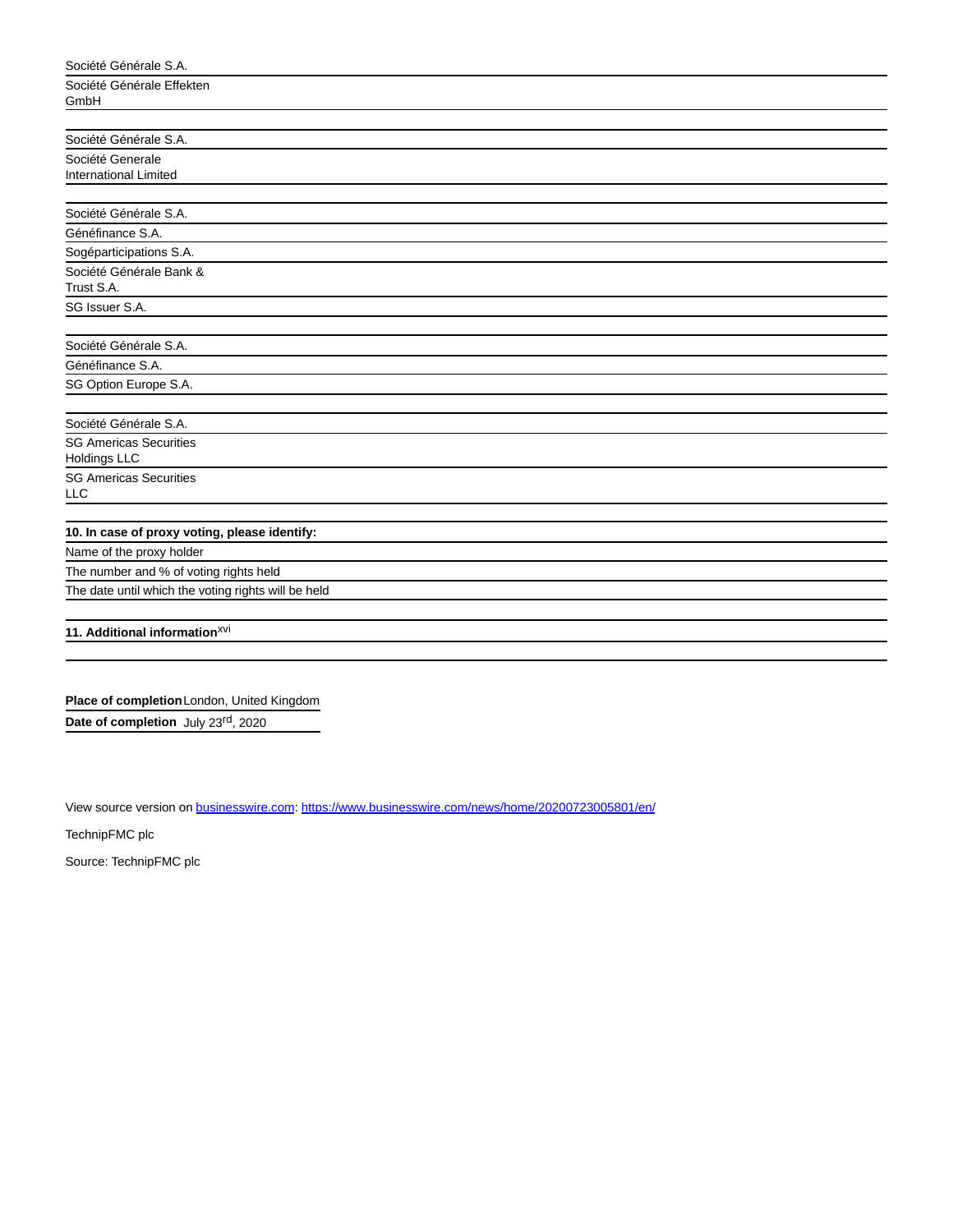| |
|---|
| Société Générale S.A. |
| Société Générale Effekten GmbH |
| |
| Société Générale S.A. |
| Société Generale International Limited |
| |
| Société Générale S.A. |
| Généfinance S.A. |
| Sogéparticipations S.A. |
| Société Générale Bank & Trust S.A. |
| SG Issuer S.A. |
| |
| Société Générale S.A. |
| Généfinance S.A. |
| SG Option Europe S.A. |
| |
| Société Générale S.A. |
| SG Americas Securities Holdings LLC |
| SG Americas Securities LLC |

| **10. In case of proxy voting, please identify:** |
|---|
| Name of the proxy holder |
| The number and % of voting rights held |
| The date until which the voting rights will be held |

| **11. Additional information**[xvi] |
|---|
| |

| | |
|---|---|
| **Place of completion** | London, United Kingdom |
| **Date of completion** | July 23rd, 2020 |

View source version on businesswire.com: https://www.businesswire.com/news/home/20200723005801/en/

TechnipFMC plc

Source: TechnipFMC plc